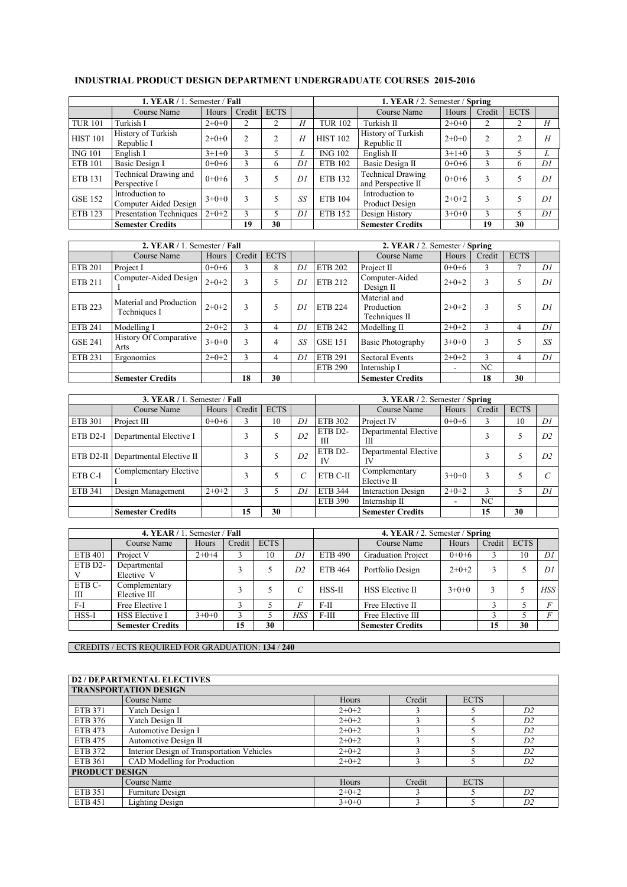# INDUSTRIAL PRODUCT DESIGN DEPARTMENT UNDERGRADUATE COURSES 2015-2016

| **1. YEAR** / 1. Semester / **Fall** | | | | | | **1. YEAR** / 2. Semester / **Spring** | | | | | |
|---|---|---|---|---|---|---|---|---|---|---|---|
| | Course Name | Hours | Credit | ECTS | | | Course Name | Hours | Credit | ECTS | |
| TUR 101 | Turkish I | 2+0+0 | 2 | 2 | *H* | TUR 102 | Turkish II | 2+0+0 | 2 | 2 | *H* |
| HIST 101 | History of Turkish Republic I | 2+0+0 | 2 | 2 | *H* | HIST 102 | History of Turkish Republic II | 2+0+0 | 2 | 2 | *H* |
| ING 101 | English I | 3+1+0 | 3 | 5 | *L* | ING 102 | English II | 3+1+0 | 3 | 5 | *L* |
| ETB 101 | Basic Design I | 0+0+6 | 3 | 6 | *D1* | ETB 102 | Basic Design II | 0+0+6 | 3 | 6 | *D1* |
| ETB 131 | Technical Drawing and Perspective I | 0+0+6 | 3 | 5 | *D1* | ETB 132 | Technical Drawing and Perspective II | 0+0+6 | 3 | 5 | *D1* |
| GSE 152 | Introduction to Computer Aided Design | 3+0+0 | 3 | 5 | *SS* | ETB 104 | Introduction to Product Design | 2+0+2 | 3 | 5 | *D1* |
| ETB 123 | Presentation Techniques | 2+0+2 | 3 | 5 | *D1* | ETB 152 | Design History | 3+0+0 | 3 | 5 | *D1* |
| | **Semester Credits** | | **19** | **30** | | | **Semester Credits** | | **19** | **30** | |

| **2. YEAR** / 1. Semester / **Fall** | | | | | | **2. YEAR** / 2. Semester / **Spring** | | | | | |
|---|---|---|---|---|---|---|---|---|---|---|---|
| | Course Name | Hours | Credit | ECTS | | | Course Name | Hours | Credit | ECTS | |
| ETB 201 | Project I | 0+0+6 | 3 | 8 | *D1* | ETB 202 | Project II | 0+0+6 | 3 | 7 | *D1* |
| ETB 211 | Computer-Aided Design I | 2+0+2 | 3 | 5 | *D1* | ETB 212 | Computer-Aided Design II | 2+0+2 | 3 | 5 | *D1* |
| ETB 223 | Material and Production Techniques I | 2+0+2 | 3 | 5 | *D1* | ETB 224 | Material and Production Techniques II | 2+0+2 | 3 | 5 | *D1* |
| ETB 241 | Modelling I | 2+0+2 | 3 | 4 | *D1* | ETB 242 | Modelling II | 2+0+2 | 3 | 4 | *D1* |
| GSE 241 | History Of Comparative Arts | 3+0+0 | 3 | 4 | *SS* | GSE 151 | Basic Photography | 3+0+0 | 3 | 5 | *SS* |
| ETB 231 | Ergonomics | 2+0+2 | 3 | 4 | *D1* | ETB 291 | Sectoral Events | 2+0+2 | 3 | 4 | *D1* |
| | | | | | | ETB 290 | Internship I | - | NC | | |
| | **Semester Credits** | | **18** | **30** | | | **Semester Credits** | | **18** | **30** | |

| **3. YEAR** / 1. Semester / **Fall** | | | | | | **3. YEAR** / 2. Semester / **Spring** | | | | | |
|---|---|---|---|---|---|---|---|---|---|---|---|
| | Course Name | Hours | Credit | ECTS | | | Course Name | Hours | Credit | ECTS | |
| ETB 301 | Project III | 0+0+6 | 3 | 10 | *D1* | ETB 302 | Project IV | 0+0+6 | 3 | 10 | *D1* |
| ETB D2-I | Departmental Elective I | | 3 | 5 | *D2* | ETB D2-III | Departmental Elective III | | 3 | 5 | *D2* |
| ETB D2-II | Departmental Elective II | | 3 | 5 | *D2* | ETB D2-IV | Departmental Elective IV | | 3 | 5 | *D2* |
| ETB C-I | Complementary Elective I | | 3 | 5 | *C* | ETB C-II | Complementary Elective II | 3+0+0 | 3 | 5 | *C* |
| ETB 341 | Design Management | 2+0+2 | 3 | 5 | *D1* | ETB 344 | Interaction Design | 2+0+2 | 3 | 5 | *D1* |
| | | | | | | ETB 390 | Internship II | - | NC | | |
| | **Semester Credits** | | **15** | **30** | | | **Semester Credits** | | **15** | **30** | |

| **4. YEAR** / 1. Semester / **Fall** | | | | | | **4. YEAR** / 2. Semester / **Spring** | | | | | |
|---|---|---|---|---|---|---|---|---|---|---|---|
| | Course Name | Hours | Credit | ECTS | | | Course Name | Hours | Credit | ECTS | |
| ETB 401 | Project V | 2+0+4 | 3 | 10 | *D1* | ETB 490 | Graduation Project | 0+0+6 | 3 | 10 | *D1* |
| ETB D2-V | Departmental Elective V | | 3 | 5 | *D2* | ETB 464 | Portfolio Design | 2+0+2 | 3 | 5 | *D1* |
| ETB C-III | Complementary Elective III | | 3 | 5 | *C* | HSS-II | HSS Elective II | 3+0+0 | 3 | 5 | *HSS* |
| F-I | Free Elective I | | 3 | 5 | *F* | F-II | Free Elective II | | 3 | 5 | *F* |
| HSS-I | HSS Elective I | 3+0+0 | 3 | 5 | *HSS* | F-III | Free Elective III | | 3 | 5 | *F* |
| | **Semester Credits** | | **15** | **30** | | | **Semester Credits** | | **15** | **30** | |

CREDITS / ECTS REQUIRED FOR GRADUATION: **134** / **240**

| **D2 / DEPARTMENTAL ELECTIVES** | | | | | |
|---|---|---|---|---|---|
| **TRANSPORTATION DESIGN** | | | | | |
| | Course Name | Hours | Credit | ECTS | |
| ETB 371 | Yatch Design I | 2+0+2 | 3 | 5 | *D2* |
| ETB 376 | Yatch Design II | 2+0+2 | 3 | 5 | *D2* |
| ETB 473 | Automotive Design I | 2+0+2 | 3 | 5 | *D2* |
| ETB 475 | Automotive Design II | 2+0+2 | 3 | 5 | *D2* |
| ETB 372 | Interior Design of Transportation Vehicles | 2+0+2 | 3 | 5 | *D2* |
| ETB 361 | CAD Modelling for Production | 2+0+2 | 3 | 5 | *D2* |
| **PRODUCT DESIGN** | | | | | |
| | Course Name | Hours | Credit | ECTS | |
| ETB 351 | Furniture Design | 2+0+2 | 3 | 5 | *D2* |
| ETB 451 | Lighting Design | 3+0+0 | 3 | 5 | *D2* |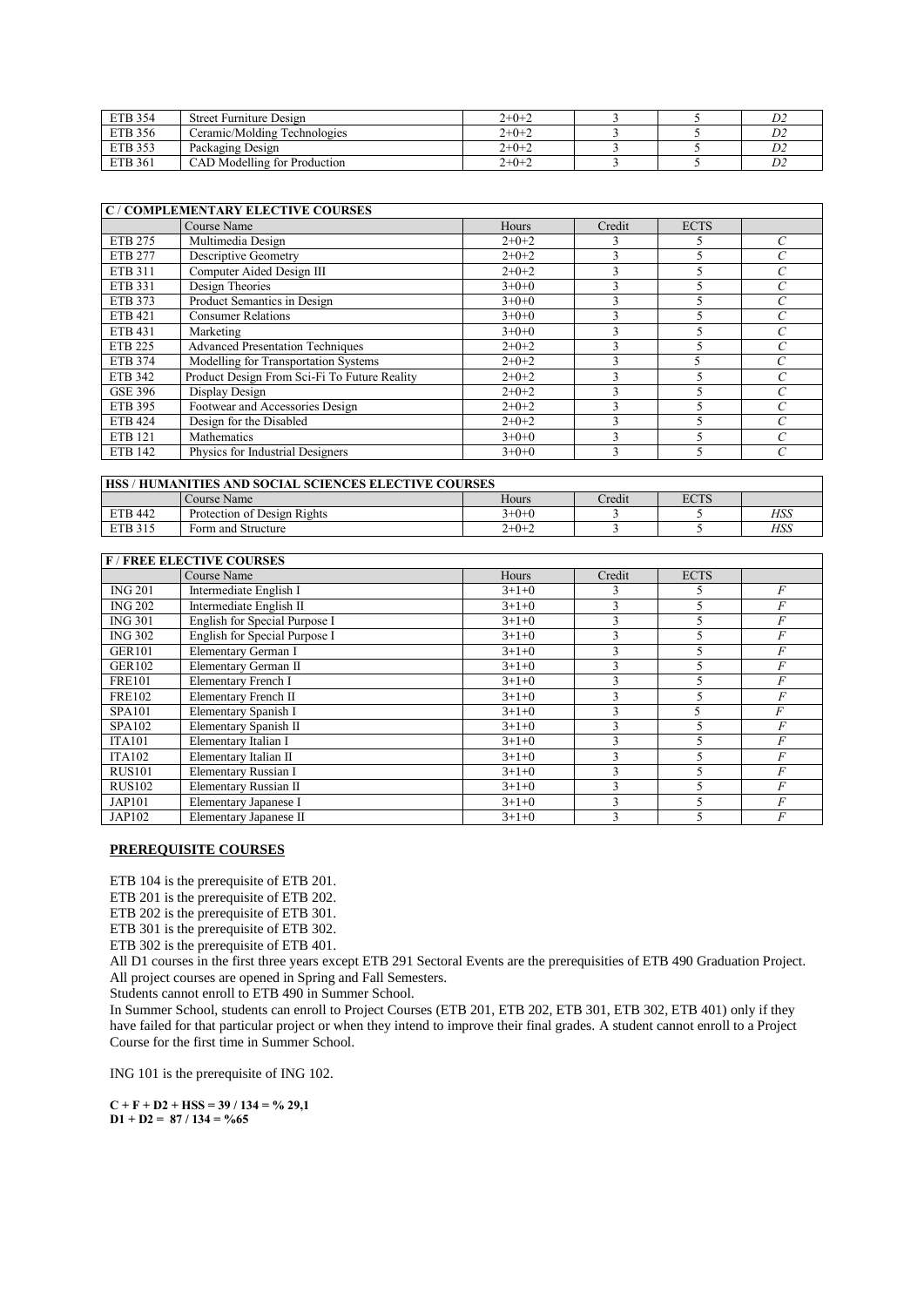| | | | | | |
|---|---|---|---|---|---|
| ETB 354 | Street Furniture Design | 2+0+2 | 3 | 5 | *D2* |
| ETB 356 | Ceramic/Molding Technologies | 2+0+2 | 3 | 5 | *D2* |
| ETB 353 | Packaging Design | 2+0+2 | 3 | 5 | *D2* |
| ETB 361 | CAD Modelling for Production | 2+0+2 | 3 | 5 | *D2* |

| **C / COMPLEMENTARY ELECTIVE COURSES** | | | | | |
|---|---|---|---|---|---|
| | Course Name | Hours | Credit | ECTS | |
| ETB 275 | Multimedia Design | 2+0+2 | 3 | 5 | *C* |
| ETB 277 | Descriptive Geometry | 2+0+2 | 3 | 5 | *C* |
| ETB 311 | Computer Aided Design III | 2+0+2 | 3 | 5 | *C* |
| ETB 331 | Design Theories | 3+0+0 | 3 | 5 | *C* |
| ETB 373 | Product Semantics in Design | 3+0+0 | 3 | 5 | *C* |
| ETB 421 | Consumer Relations | 3+0+0 | 3 | 5 | *C* |
| ETB 431 | Marketing | 3+0+0 | 3 | 5 | *C* |
| ETB 225 | Advanced Presentation Techniques | 2+0+2 | 3 | 5 | *C* |
| ETB 374 | Modelling for Transportation Systems | 2+0+2 | 3 | 5 | *C* |
| ETB 342 | Product Design From Sci-Fi To Future Reality | 2+0+2 | 3 | 5 | *C* |
| GSE 396 | Display Design | 2+0+2 | 3 | 5 | *C* |
| ETB 395 | Footwear and Accessories Design | 2+0+2 | 3 | 5 | *C* |
| ETB 424 | Design for the Disabled | 2+0+2 | 3 | 5 | *C* |
| ETB 121 | Mathematics | 3+0+0 | 3 | 5 | *C* |
| ETB 142 | Physics for Industrial Designers | 3+0+0 | 3 | 5 | *C* |

| **HSS / HUMANITIES AND SOCIAL SCIENCES ELECTIVE COURSES** | | | | | |
|---|---|---|---|---|---|
| | Course Name | Hours | Credit | ECTS | |
| ETB 442 | Protection of Design Rights | 3+0+0 | 3 | 5 | *HSS* |
| ETB 315 | Form and Structure | 2+0+2 | 3 | 5 | *HSS* |

| **F / FREE ELECTIVE COURSES** | | | | | |
|---|---|---|---|---|---|
| | Course Name | Hours | Credit | ECTS | |
| ING 201 | Intermediate English I | 3+1+0 | 3 | 5 | *F* |
| ING 202 | Intermediate English II | 3+1+0 | 3 | 5 | *F* |
| ING 301 | English for Special Purpose I | 3+1+0 | 3 | 5 | *F* |
| ING 302 | English for Special Purpose I | 3+1+0 | 3 | 5 | *F* |
| GER101 | Elementary German I | 3+1+0 | 3 | 5 | *F* |
| GER102 | Elementary German II | 3+1+0 | 3 | 5 | *F* |
| FRE101 | Elementary French I | 3+1+0 | 3 | 5 | *F* |
| FRE102 | Elementary French II | 3+1+0 | 3 | 5 | *F* |
| SPA101 | Elementary Spanish I | 3+1+0 | 3 | 5 | *F* |
| SPA102 | Elementary Spanish II | 3+1+0 | 3 | 5 | *F* |
| ITA101 | Elementary Italian I | 3+1+0 | 3 | 5 | *F* |
| ITA102 | Elementary Italian II | 3+1+0 | 3 | 5 | *F* |
| RUS101 | Elementary Russian I | 3+1+0 | 3 | 5 | *F* |
| RUS102 | Elementary Russian II | 3+1+0 | 3 | 5 | *F* |
| JAP101 | Elementary Japanese I | 3+1+0 | 3 | 5 | *F* |
| JAP102 | Elementary Japanese II | 3+1+0 | 3 | 5 | *F* |

## PREREQUISITE COURSES

ETB 104 is the prerequisite of ETB 201.
ETB 201 is the prerequisite of ETB 202.
ETB 202 is the prerequisite of ETB 301.
ETB 301 is the prerequisite of ETB 302.
ETB 302 is the prerequisite of ETB 401.
All D1 courses in the first three years except ETB 291 Sectoral Events are the prerequisities of ETB 490 Graduation Project.
All project courses are opened in Spring and Fall Semesters.
Students cannot enroll to ETB 490 in Summer School.
In Summer School, students can enroll to Project Courses (ETB 201, ETB 202, ETB 301, ETB 302, ETB 401) only if they have failed for that particular project or when they intend to improve their final grades. A student cannot enroll to a Project Course for the first time in Summer School.

ING 101 is the prerequisite of ING 102.

**C + F + D2 + HSS = 39 / 134 = % 29,1**
**D1 + D2 = 87 / 134 = %65**